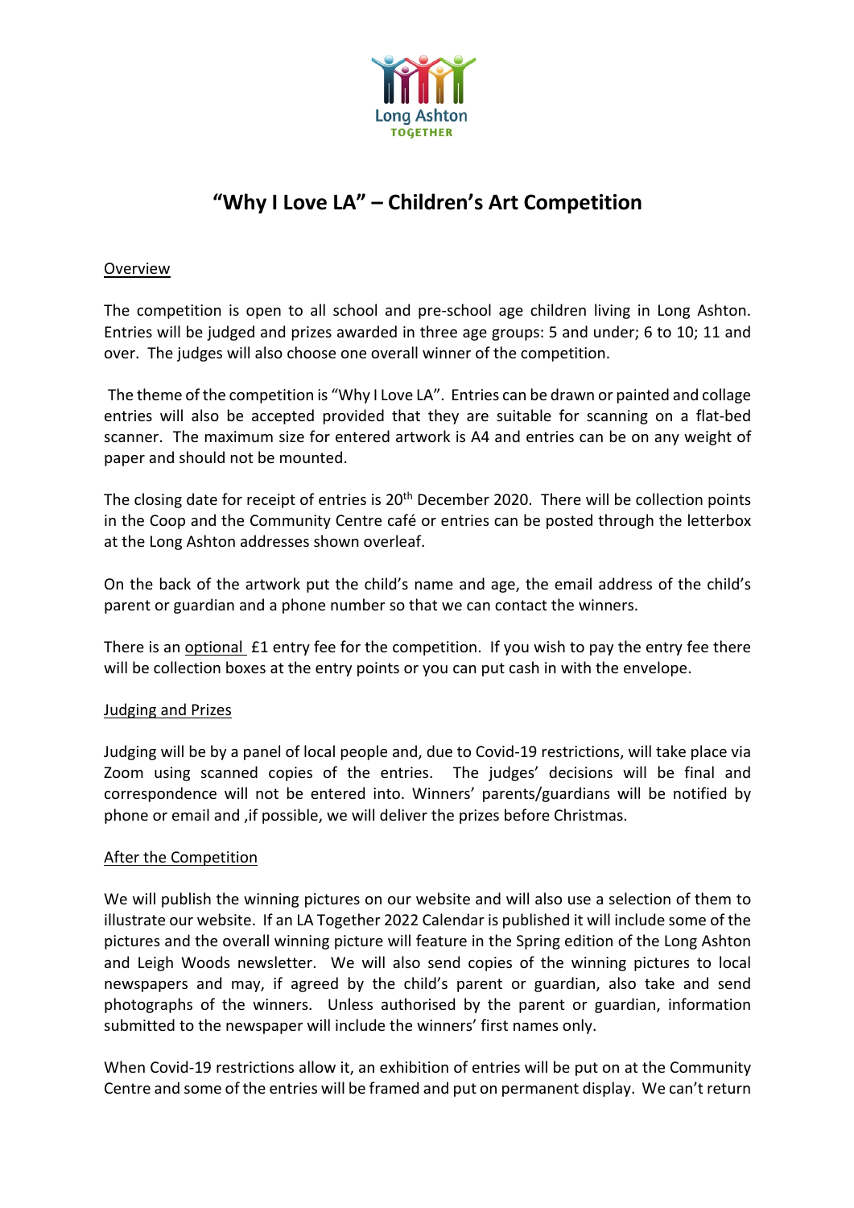Long Ashton
TOGETHER

# "Why I Love LA" – Children's Art Competition

## Overview

The competition is open to all school and pre-school age children living in Long Ashton. Entries will be judged and prizes awarded in three age groups: 5 and under; 6 to 10; 11 and over. The judges will also choose one overall winner of the competition.

The theme of the competition is "Why I Love LA". Entries can be drawn or painted and collage entries will also be accepted provided that they are suitable for scanning on a flat-bed scanner. The maximum size for entered artwork is A4 and entries can be on any weight of paper and should not be mounted.

The closing date for receipt of entries is 20th December 2020. There will be collection points in the Coop and the Community Centre café or entries can be posted through the letterbox at the Long Ashton addresses shown overleaf.

On the back of the artwork put the child's name and age, the email address of the child's parent or guardian and a phone number so that we can contact the winners.

There is an optional £1 entry fee for the competition. If you wish to pay the entry fee there will be collection boxes at the entry points or you can put cash in with the envelope.

## Judging and Prizes

Judging will be by a panel of local people and, due to Covid-19 restrictions, will take place via Zoom using scanned copies of the entries. The judges' decisions will be final and correspondence will not be entered into. Winners' parents/guardians will be notified by phone or email and ,if possible, we will deliver the prizes before Christmas.

## After the Competition

We will publish the winning pictures on our website and will also use a selection of them to illustrate our website. If an LA Together 2022 Calendar is published it will include some of the pictures and the overall winning picture will feature in the Spring edition of the Long Ashton and Leigh Woods newsletter. We will also send copies of the winning pictures to local newspapers and may, if agreed by the child's parent or guardian, also take and send photographs of the winners. Unless authorised by the parent or guardian, information submitted to the newspaper will include the winners' first names only.

When Covid-19 restrictions allow it, an exhibition of entries will be put on at the Community Centre and some of the entries will be framed and put on permanent display. We can't return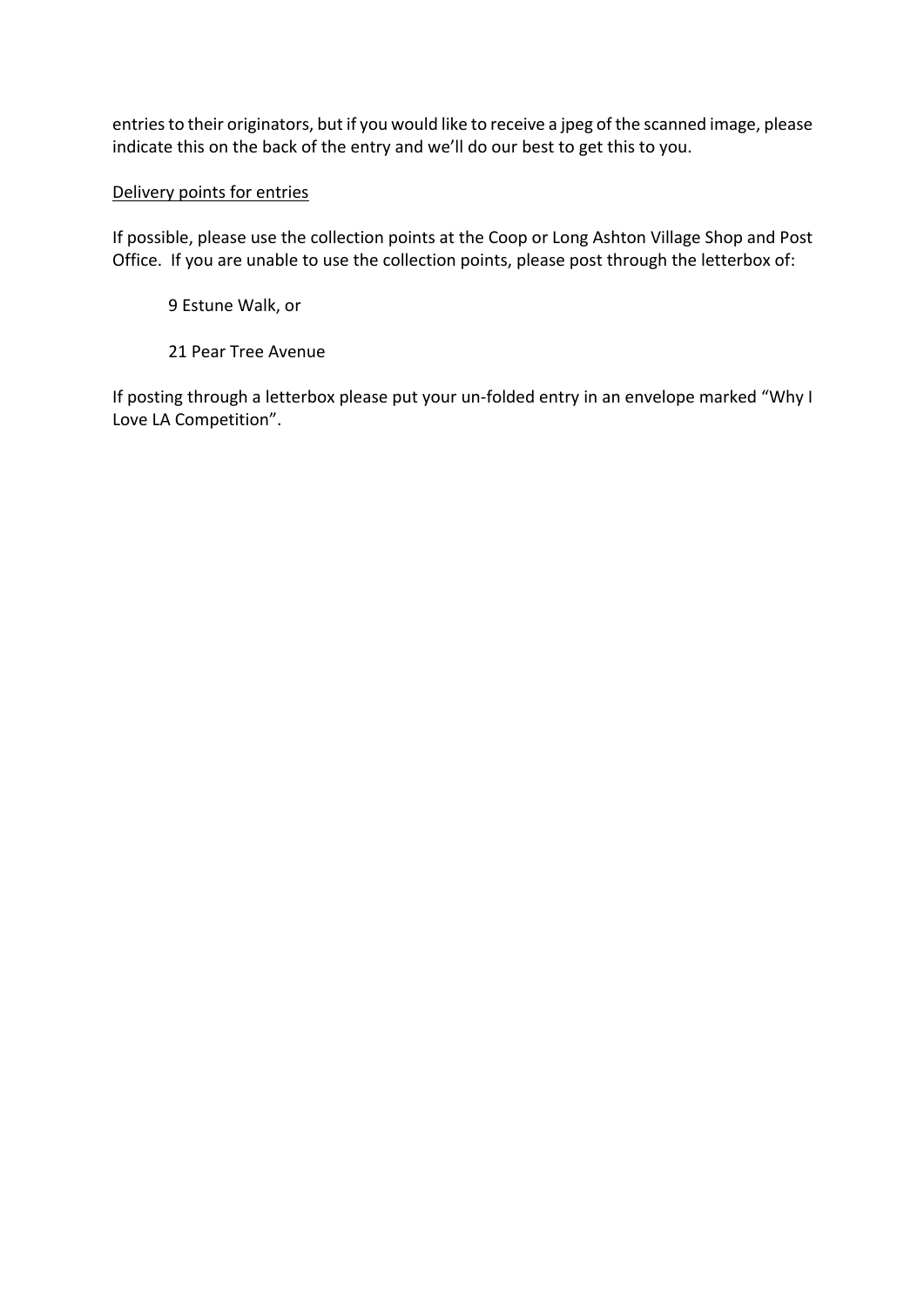entries to their originators, but if you would like to receive a jpeg of the scanned image, please indicate this on the back of the entry and we'll do our best to get this to you.

<u>Delivery points for entries</u>

If possible, please use the collection points at the Coop or Long Ashton Village Shop and Post Office. If you are unable to use the collection points, please post through the letterbox of:

> 9 Estune Walk, or
>
> 21 Pear Tree Avenue

If posting through a letterbox please put your un-folded entry in an envelope marked "Why I Love LA Competition".